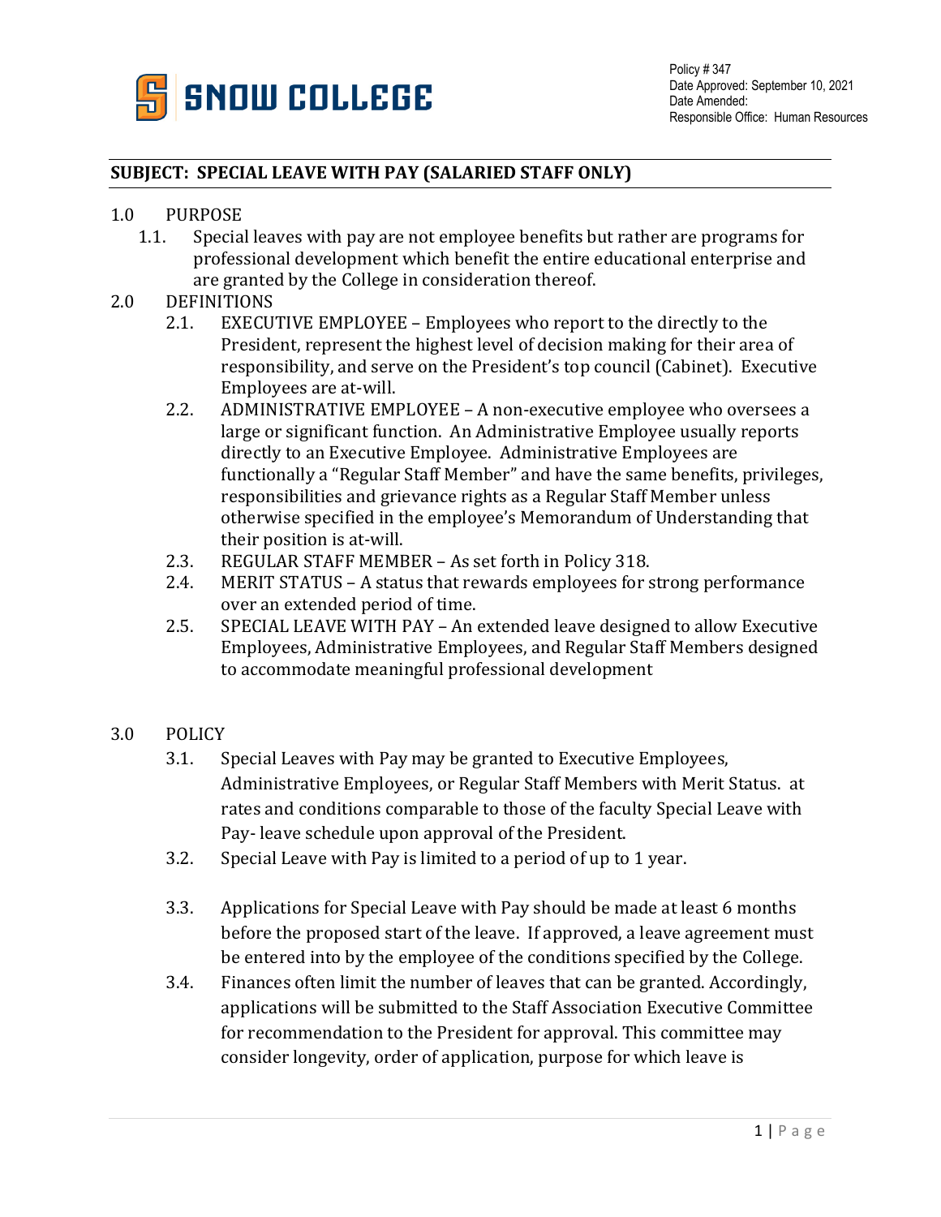SNOW COLLEGE

Policy # 347
Date Approved: September 10, 2021
Date Amended:
Responsible Office: Human Resources

## SUBJECT: SPECIAL LEAVE WITH PAY (SALARIED STAFF ONLY)

1.0 PURPOSE

1.1. Special leaves with pay are not employee benefits but rather are programs for professional development which benefit the entire educational enterprise and are granted by the College in consideration thereof.

2.0 DEFINITIONS

2.1. EXECUTIVE EMPLOYEE – Employees who report to the directly to the President, represent the highest level of decision making for their area of responsibility, and serve on the President's top council (Cabinet). Executive Employees are at-will.

2.2. ADMINISTRATIVE EMPLOYEE – A non-executive employee who oversees a large or significant function. An Administrative Employee usually reports directly to an Executive Employee. Administrative Employees are functionally a "Regular Staff Member" and have the same benefits, privileges, responsibilities and grievance rights as a Regular Staff Member unless otherwise specified in the employee's Memorandum of Understanding that their position is at-will.

2.3. REGULAR STAFF MEMBER – As set forth in Policy 318.

2.4. MERIT STATUS – A status that rewards employees for strong performance over an extended period of time.

2.5. SPECIAL LEAVE WITH PAY – An extended leave designed to allow Executive Employees, Administrative Employees, and Regular Staff Members designed to accommodate meaningful professional development

3.0 POLICY

3.1. Special Leaves with Pay may be granted to Executive Employees, Administrative Employees, or Regular Staff Members with Merit Status. at rates and conditions comparable to those of the faculty Special Leave with Pay- leave schedule upon approval of the President.

3.2. Special Leave with Pay is limited to a period of up to 1 year.

3.3. Applications for Special Leave with Pay should be made at least 6 months before the proposed start of the leave. If approved, a leave agreement must be entered into by the employee of the conditions specified by the College.

3.4. Finances often limit the number of leaves that can be granted. Accordingly, applications will be submitted to the Staff Association Executive Committee for recommendation to the President for approval. This committee may consider longevity, order of application, purpose for which leave is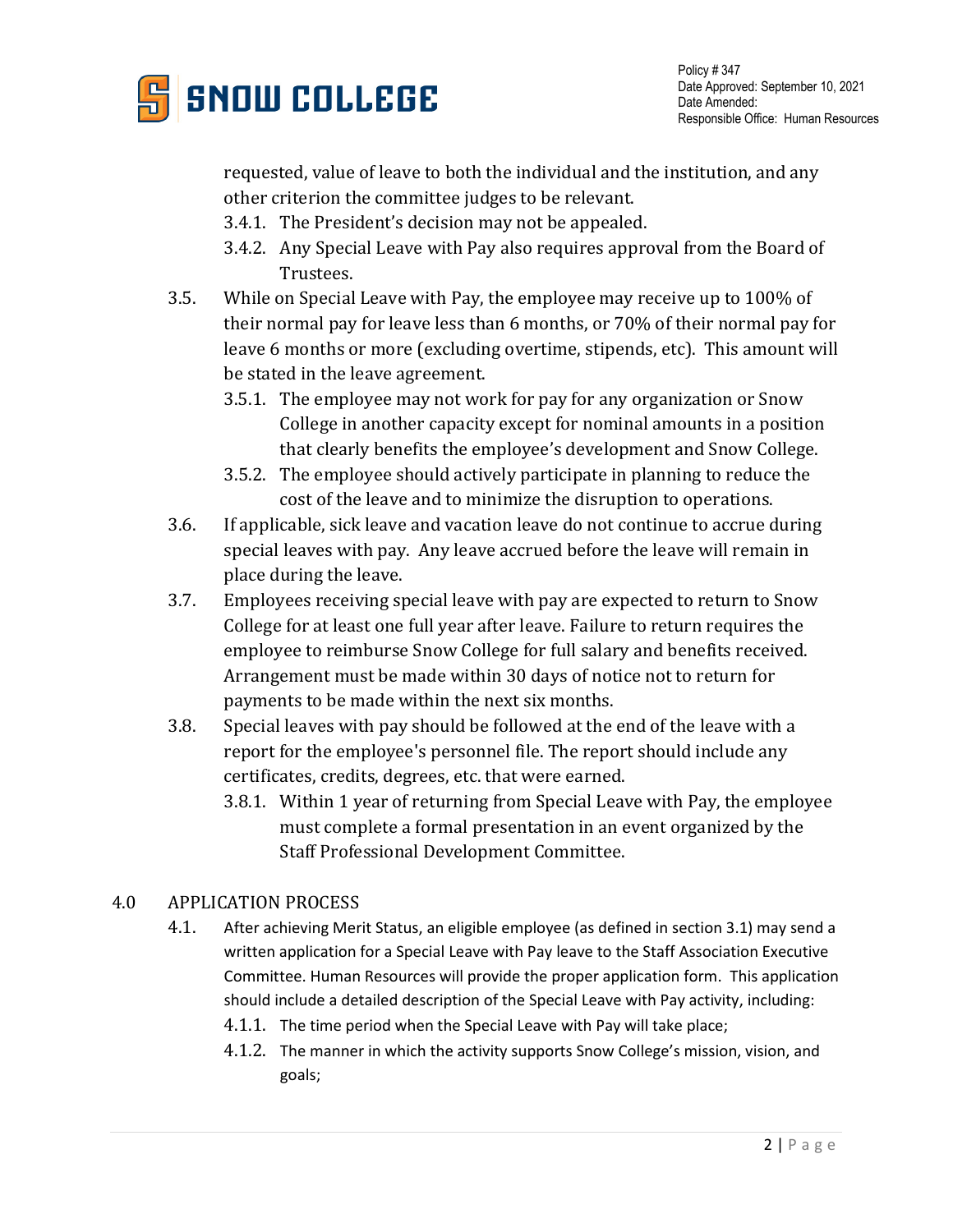requested, value of leave to both the individual and the institution, and any other criterion the committee judges to be relevant.

- 3.4.1. The President's decision may not be appealed.
- 3.4.2. Any Special Leave with Pay also requires approval from the Board of Trustees.

3.5. While on Special Leave with Pay, the employee may receive up to 100% of their normal pay for leave less than 6 months, or 70% of their normal pay for leave 6 months or more (excluding overtime, stipends, etc). This amount will be stated in the leave agreement.

- 3.5.1. The employee may not work for pay for any organization or Snow College in another capacity except for nominal amounts in a position that clearly benefits the employee's development and Snow College.
- 3.5.2. The employee should actively participate in planning to reduce the cost of the leave and to minimize the disruption to operations.

3.6. If applicable, sick leave and vacation leave do not continue to accrue during special leaves with pay. Any leave accrued before the leave will remain in place during the leave.

3.7. Employees receiving special leave with pay are expected to return to Snow College for at least one full year after leave. Failure to return requires the employee to reimburse Snow College for full salary and benefits received. Arrangement must be made within 30 days of notice not to return for payments to be made within the next six months.

3.8. Special leaves with pay should be followed at the end of the leave with a report for the employee's personnel file. The report should include any certificates, credits, degrees, etc. that were earned.

- 3.8.1. Within 1 year of returning from Special Leave with Pay, the employee must complete a formal presentation in an event organized by the Staff Professional Development Committee.

## 4.0 APPLICATION PROCESS

4.1. After achieving Merit Status, an eligible employee (as defined in section 3.1) may send a written application for a Special Leave with Pay leave to the Staff Association Executive Committee. Human Resources will provide the proper application form. This application should include a detailed description of the Special Leave with Pay activity, including:

- 4.1.1. The time period when the Special Leave with Pay will take place;
- 4.1.2. The manner in which the activity supports Snow College's mission, vision, and goals;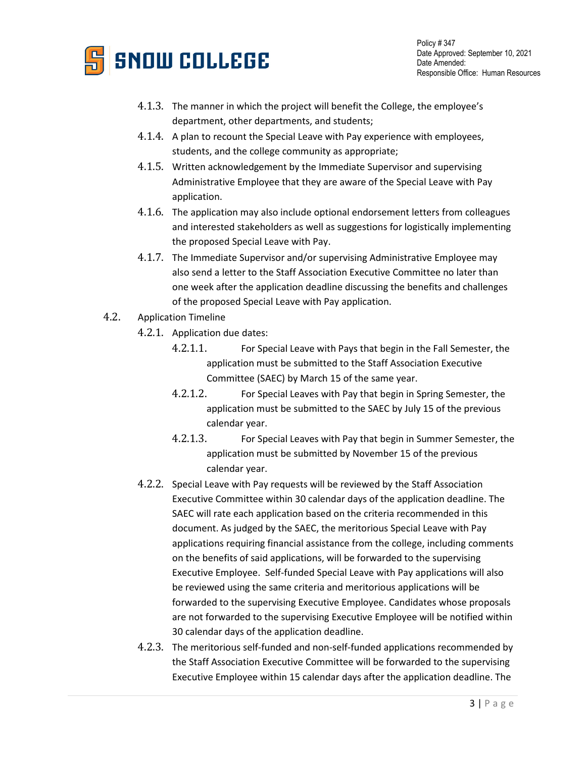4.1.3. The manner in which the project will benefit the College, the employee's department, other departments, and students;

4.1.4. A plan to recount the Special Leave with Pay experience with employees, students, and the college community as appropriate;

4.1.5. Written acknowledgement by the Immediate Supervisor and supervising Administrative Employee that they are aware of the Special Leave with Pay application.

4.1.6. The application may also include optional endorsement letters from colleagues and interested stakeholders as well as suggestions for logistically implementing the proposed Special Leave with Pay.

4.1.7. The Immediate Supervisor and/or supervising Administrative Employee may also send a letter to the Staff Association Executive Committee no later than one week after the application deadline discussing the benefits and challenges of the proposed Special Leave with Pay application.

4.2. Application Timeline

4.2.1. Application due dates:

4.2.1.1. For Special Leave with Pays that begin in the Fall Semester, the application must be submitted to the Staff Association Executive Committee (SAEC) by March 15 of the same year.

4.2.1.2. For Special Leaves with Pay that begin in Spring Semester, the application must be submitted to the SAEC by July 15 of the previous calendar year.

4.2.1.3. For Special Leaves with Pay that begin in Summer Semester, the application must be submitted by November 15 of the previous calendar year.

4.2.2. Special Leave with Pay requests will be reviewed by the Staff Association Executive Committee within 30 calendar days of the application deadline. The SAEC will rate each application based on the criteria recommended in this document. As judged by the SAEC, the meritorious Special Leave with Pay applications requiring financial assistance from the college, including comments on the benefits of said applications, will be forwarded to the supervising Executive Employee. Self-funded Special Leave with Pay applications will also be reviewed using the same criteria and meritorious applications will be forwarded to the supervising Executive Employee. Candidates whose proposals are not forwarded to the supervising Executive Employee will be notified within 30 calendar days of the application deadline.

4.2.3. The meritorious self-funded and non-self-funded applications recommended by the Staff Association Executive Committee will be forwarded to the supervising Executive Employee within 15 calendar days after the application deadline. The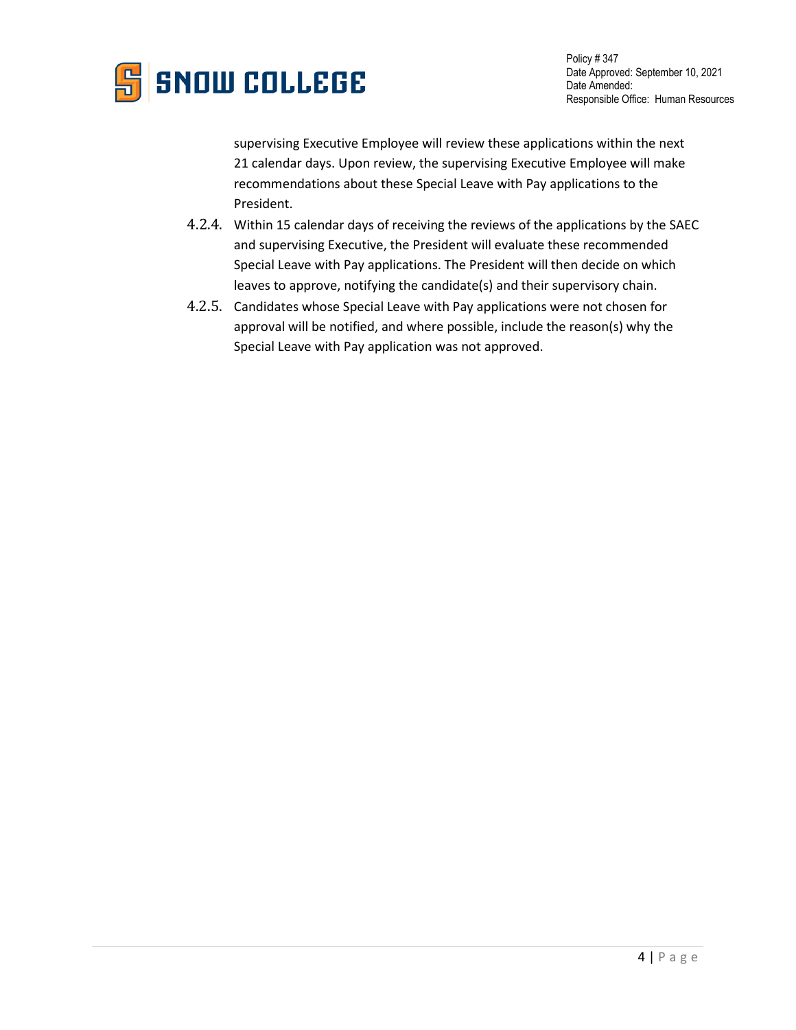supervising Executive Employee will review these applications within the next 21 calendar days. Upon review, the supervising Executive Employee will make recommendations about these Special Leave with Pay applications to the President.

4.2.4. Within 15 calendar days of receiving the reviews of the applications by the SAEC and supervising Executive, the President will evaluate these recommended Special Leave with Pay applications. The President will then decide on which leaves to approve, notifying the candidate(s) and their supervisory chain.

4.2.5. Candidates whose Special Leave with Pay applications were not chosen for approval will be notified, and where possible, include the reason(s) why the Special Leave with Pay application was not approved.